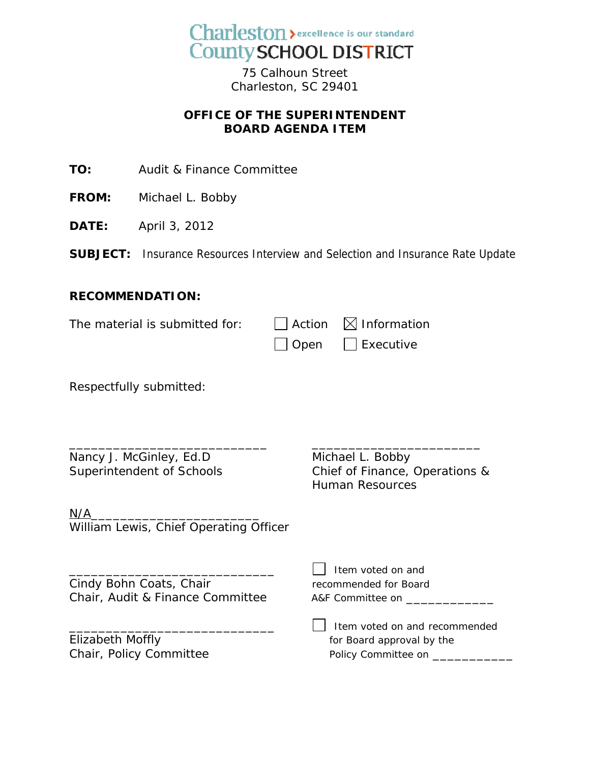Charleston County SCHOOL DISTRICT
excellence is our standard

75 Calhoun Street
Charleston, SC 29401

**OFFICE OF THE SUPERINTENDENT**
**BOARD AGENDA ITEM**

**TO:** Audit & Finance Committee

**FROM:** Michael L. Bobby

**DATE:** April 3, 2012

**SUBJECT:** Insurance Resources Interview and Selection and Insurance Rate Update

**RECOMMENDATION:**

The material is submitted for: ☐ Action ☒ Information
☐ Open ☐ Executive

Respectfully submitted:

___________________________
Nancy J. McGinley, Ed.D
Superintendent of Schools

_______________________
Michael L. Bobby
Chief of Finance, Operations & Human Resources

N/A_______________________
William Lewis, Chief Operating Officer

___________________________
Cindy Bohn Coats, Chair
Chair, Audit & Finance Committee

☐ Item voted on and recommended for Board A&F Committee on _____________

___________________________
Elizabeth Moffly
Chair, Policy Committee

☐ Item voted on and recommended for Board approval by the Policy Committee on ___________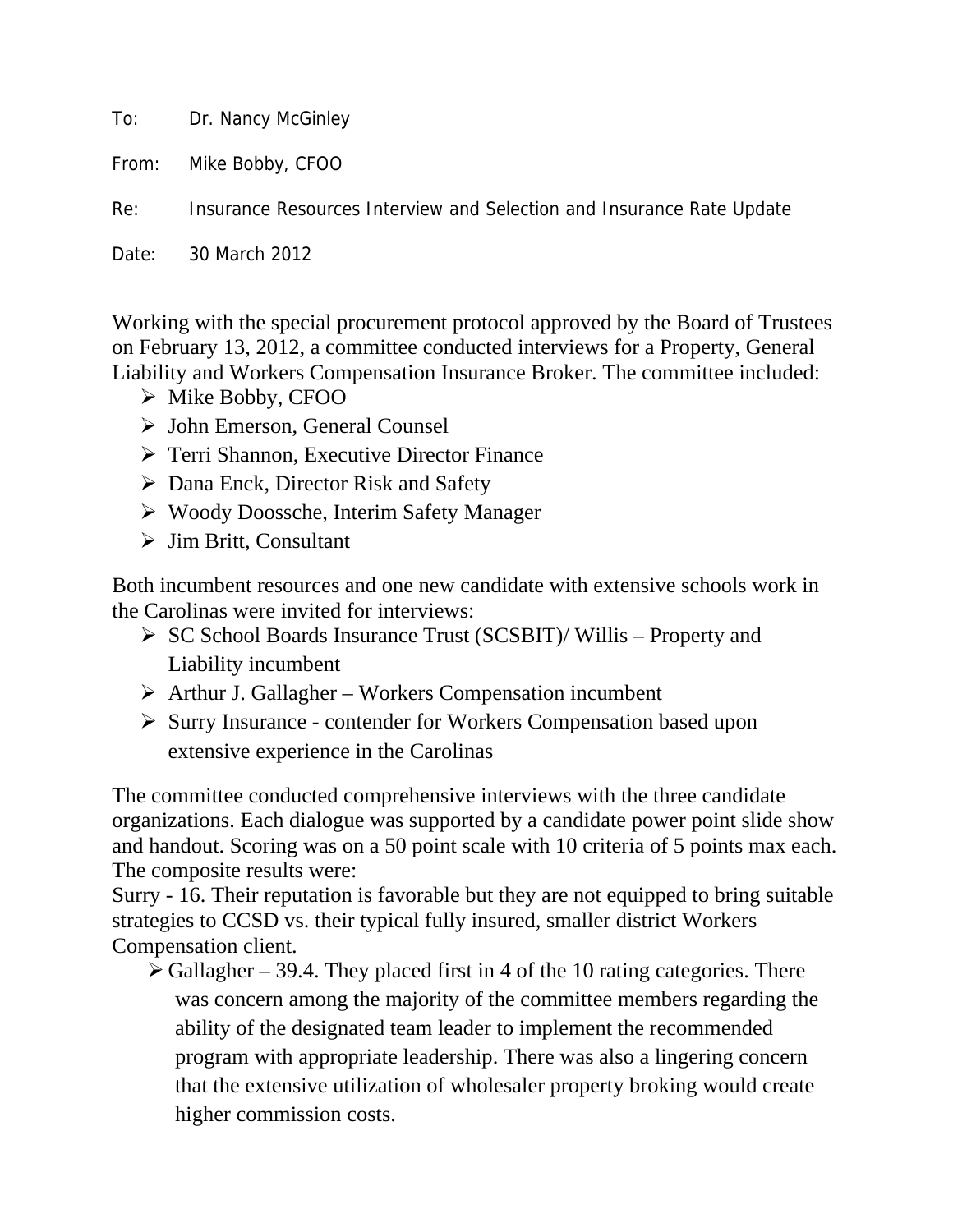To: Dr. Nancy McGinley

From: Mike Bobby, CFOO

Re: Insurance Resources Interview and Selection and Insurance Rate Update

Date: 30 March 2012

Working with the special procurement protocol approved by the Board of Trustees on February 13, 2012, a committee conducted interviews for a Property, General Liability and Workers Compensation Insurance Broker. The committee included:

- Mike Bobby, CFOO
- John Emerson, General Counsel
- Terri Shannon, Executive Director Finance
- Dana Enck, Director Risk and Safety
- Woody Doossche, Interim Safety Manager
- Jim Britt, Consultant

Both incumbent resources and one new candidate with extensive schools work in the Carolinas were invited for interviews:

- SC School Boards Insurance Trust (SCSBIT)/ Willis – Property and Liability incumbent
- Arthur J. Gallagher – Workers Compensation incumbent
- Surry Insurance - contender for Workers Compensation based upon extensive experience in the Carolinas

The committee conducted comprehensive interviews with the three candidate organizations. Each dialogue was supported by a candidate power point slide show and handout. Scoring was on a 50 point scale with 10 criteria of 5 points max each. The composite results were:

Surry - 16. Their reputation is favorable but they are not equipped to bring suitable strategies to CCSD vs. their typical fully insured, smaller district Workers Compensation client.

- Gallagher – 39.4. They placed first in 4 of the 10 rating categories. There was concern among the majority of the committee members regarding the ability of the designated team leader to implement the recommended program with appropriate leadership. There was also a lingering concern that the extensive utilization of wholesaler property broking would create higher commission costs.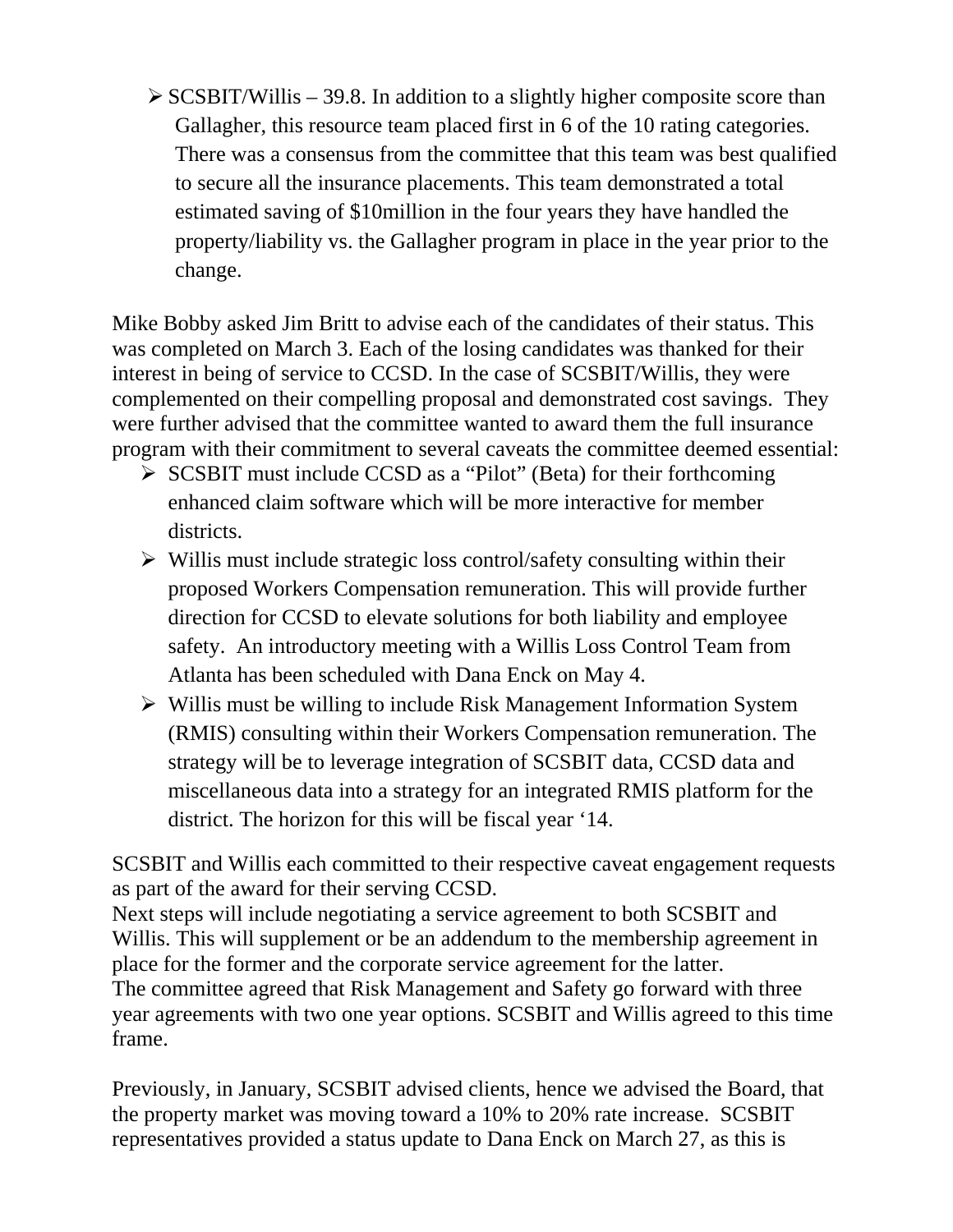- SCSBIT/Willis – 39.8. In addition to a slightly higher composite score than Gallagher, this resource team placed first in 6 of the 10 rating categories. There was a consensus from the committee that this team was best qualified to secure all the insurance placements. This team demonstrated a total estimated saving of $10million in the four years they have handled the property/liability vs. the Gallagher program in place in the year prior to the change.

Mike Bobby asked Jim Britt to advise each of the candidates of their status. This was completed on March 3. Each of the losing candidates was thanked for their interest in being of service to CCSD. In the case of SCSBIT/Willis, they were complemented on their compelling proposal and demonstrated cost savings. They were further advised that the committee wanted to award them the full insurance program with their commitment to several caveats the committee deemed essential:

- SCSBIT must include CCSD as a "Pilot" (Beta) for their forthcoming enhanced claim software which will be more interactive for member districts.
- Willis must include strategic loss control/safety consulting within their proposed Workers Compensation remuneration. This will provide further direction for CCSD to elevate solutions for both liability and employee safety. An introductory meeting with a Willis Loss Control Team from Atlanta has been scheduled with Dana Enck on May 4.
- Willis must be willing to include Risk Management Information System (RMIS) consulting within their Workers Compensation remuneration. The strategy will be to leverage integration of SCSBIT data, CCSD data and miscellaneous data into a strategy for an integrated RMIS platform for the district. The horizon for this will be fiscal year '14.

SCSBIT and Willis each committed to their respective caveat engagement requests as part of the award for their serving CCSD.
Next steps will include negotiating a service agreement to both SCSBIT and Willis. This will supplement or be an addendum to the membership agreement in place for the former and the corporate service agreement for the latter.
The committee agreed that Risk Management and Safety go forward with three year agreements with two one year options. SCSBIT and Willis agreed to this time frame.

Previously, in January, SCSBIT advised clients, hence we advised the Board, that the property market was moving toward a 10% to 20% rate increase. SCSBIT representatives provided a status update to Dana Enck on March 27, as this is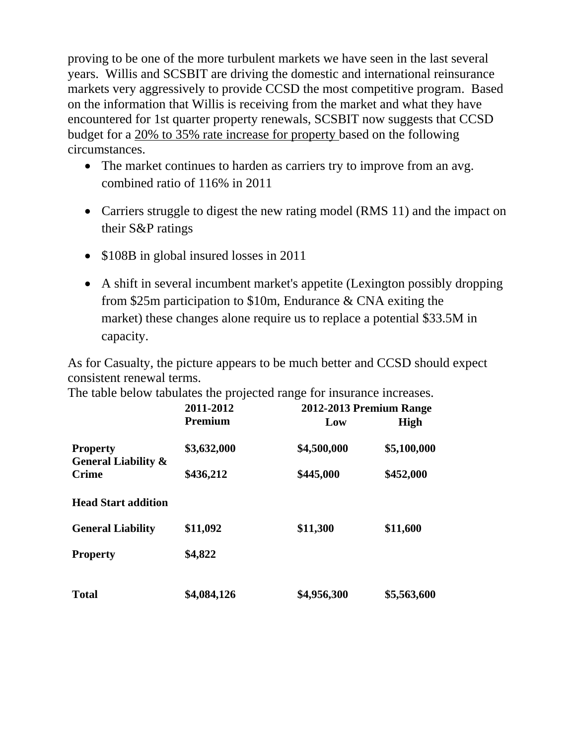proving to be one of the more turbulent markets we have seen in the last several years. Willis and SCSBIT are driving the domestic and international reinsurance markets very aggressively to provide CCSD the most competitive program. Based on the information that Willis is receiving from the market and what they have encountered for 1st quarter property renewals, SCSBIT now suggests that CCSD budget for a <u>20% to 35% rate increase for property</u> based on the following circumstances.

- The market continues to harden as carriers try to improve from an avg. combined ratio of 116% in 2011
- Carriers struggle to digest the new rating model (RMS 11) and the impact on their S&P ratings
- $108B in global insured losses in 2011
- A shift in several incumbent market's appetite (Lexington possibly dropping from $25m participation to $10m, Endurance & CNA exiting the market) these changes alone require us to replace a potential $33.5M in capacity.

As for Casualty, the picture appears to be much better and CCSD should expect consistent renewal terms.

The table below tabulates the projected range for insurance increases.

| | 2011-2012 Premium | 2012-2013 Premium Range | |
|---|---|---|---|
| | | Low | High |
| **Property** | **$3,632,000** | **$4,500,000** | **$5,100,000** |
| **General Liability & Crime** | **$436,212** | **$445,000** | **$452,000** |
| **Head Start addition** | | | |
| **General Liability** | **$11,092** | **$11,300** | **$11,600** |
| **Property** | **$4,822** | | |
| **Total** | **$4,084,126** | **$4,956,300** | **$5,563,600** |